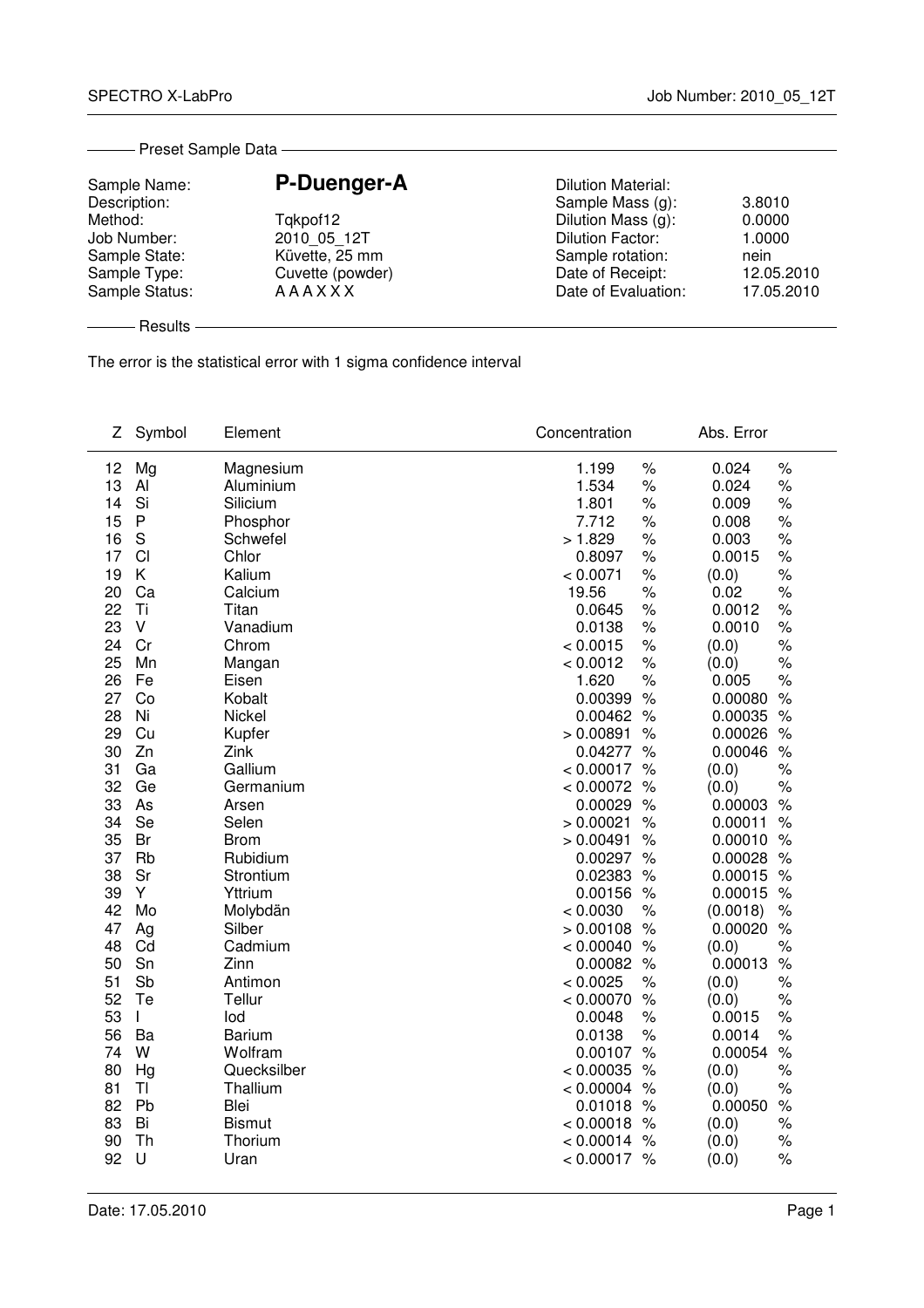SPECTRO X-LabPro | Job Number: 2010_05_12T

## Preset Sample Data

| | | | |
|---|---|---|---|
| Sample Name: | **P-Duenger-A** | Dilution Material: | |
| Description: | | Sample Mass (g): | 3.8010 |
| Method: | Tqkpof12 | Dilution Mass (g): | 0.0000 |
| Job Number: | 2010_05_12T | Dilution Factor: | 1.0000 |
| Sample State: | Küvette, 25 mm | Sample rotation: | nein |
| Sample Type: | Cuvette (powder) | Date of Receipt: | 12.05.2010 |
| Sample Status: | A A A X X X | Date of Evaluation: | 17.05.2010 |

## Results

The error is the statistical error with 1 sigma confidence interval

| Z | Symbol | Element | Concentration | | Abs. Error | |
|---|---|---|---|---|---|---|
| 12 | Mg | Magnesium | 1.199 | % | 0.024 | % |
| 13 | Al | Aluminium | 1.534 | % | 0.024 | % |
| 14 | Si | Silicium | 1.801 | % | 0.009 | % |
| 15 | P | Phosphor | 7.712 | % | 0.008 | % |
| 16 | S | Schwefel | > 1.829 | % | 0.003 | % |
| 17 | Cl | Chlor | 0.8097 | % | 0.0015 | % |
| 19 | K | Kalium | < 0.0071 | % | (0.0) | % |
| 20 | Ca | Calcium | 19.56 | % | 0.02 | % |
| 22 | Ti | Titan | 0.0645 | % | 0.0012 | % |
| 23 | V | Vanadium | 0.0138 | % | 0.0010 | % |
| 24 | Cr | Chrom | < 0.0015 | % | (0.0) | % |
| 25 | Mn | Mangan | < 0.0012 | % | (0.0) | % |
| 26 | Fe | Eisen | 1.620 | % | 0.005 | % |
| 27 | Co | Kobalt | 0.00399 | % | 0.00080 | % |
| 28 | Ni | Nickel | 0.00462 | % | 0.00035 | % |
| 29 | Cu | Kupfer | > 0.00891 | % | 0.00026 | % |
| 30 | Zn | Zink | 0.04277 | % | 0.00046 | % |
| 31 | Ga | Gallium | < 0.00017 | % | (0.0) | % |
| 32 | Ge | Germanium | < 0.00072 | % | (0.0) | % |
| 33 | As | Arsen | 0.00029 | % | 0.00003 | % |
| 34 | Se | Selen | > 0.00021 | % | 0.00011 | % |
| 35 | Br | Brom | > 0.00491 | % | 0.00010 | % |
| 37 | Rb | Rubidium | 0.00297 | % | 0.00028 | % |
| 38 | Sr | Strontium | 0.02383 | % | 0.00015 | % |
| 39 | Y | Yttrium | 0.00156 | % | 0.00015 | % |
| 42 | Mo | Molybdän | < 0.0030 | % | (0.0018) | % |
| 47 | Ag | Silber | > 0.00108 | % | 0.00020 | % |
| 48 | Cd | Cadmium | < 0.00040 | % | (0.0) | % |
| 50 | Sn | Zinn | 0.00082 | % | 0.00013 | % |
| 51 | Sb | Antimon | < 0.0025 | % | (0.0) | % |
| 52 | Te | Tellur | < 0.00070 | % | (0.0) | % |
| 53 | I | Iod | 0.0048 | % | 0.0015 | % |
| 56 | Ba | Barium | 0.0138 | % | 0.0014 | % |
| 74 | W | Wolfram | 0.00107 | % | 0.00054 | % |
| 80 | Hg | Quecksilber | < 0.00035 | % | (0.0) | % |
| 81 | Tl | Thallium | < 0.00004 | % | (0.0) | % |
| 82 | Pb | Blei | 0.01018 | % | 0.00050 | % |
| 83 | Bi | Bismut | < 0.00018 | % | (0.0) | % |
| 90 | Th | Thorium | < 0.00014 | % | (0.0) | % |
| 92 | U | Uran | < 0.00017 | % | (0.0) | % |

Date: 17.05.2010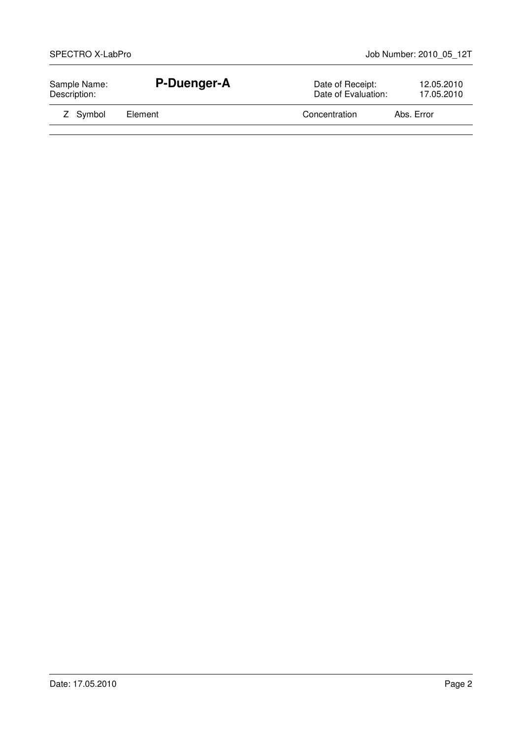| Sample Name: | **P-Duenger-A** | Date of Receipt: | 12.05.2010 |
| --- | --- | --- | --- |
| Description: | | Date of Evaluation: | 17.05.2010 |

| Z | Symbol | Element | Concentration | Abs. Error |
| --- | --- | --- | --- | --- |